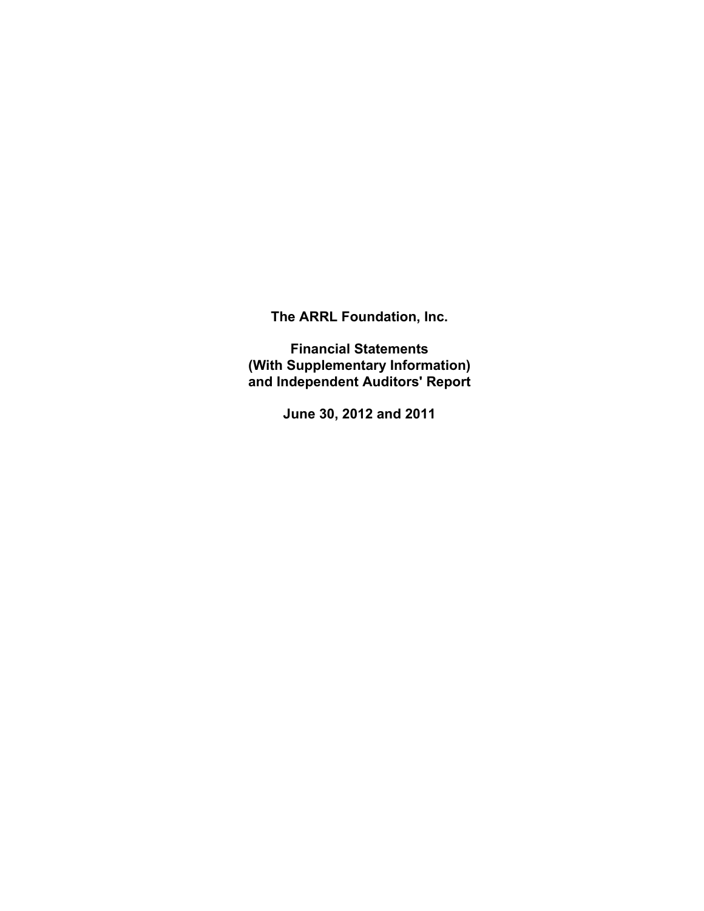# The ARRL Foundation, Inc.

## Financial Statements
## (With Supplementary Information)
## and Independent Auditors' Report

## June 30, 2012 and 2011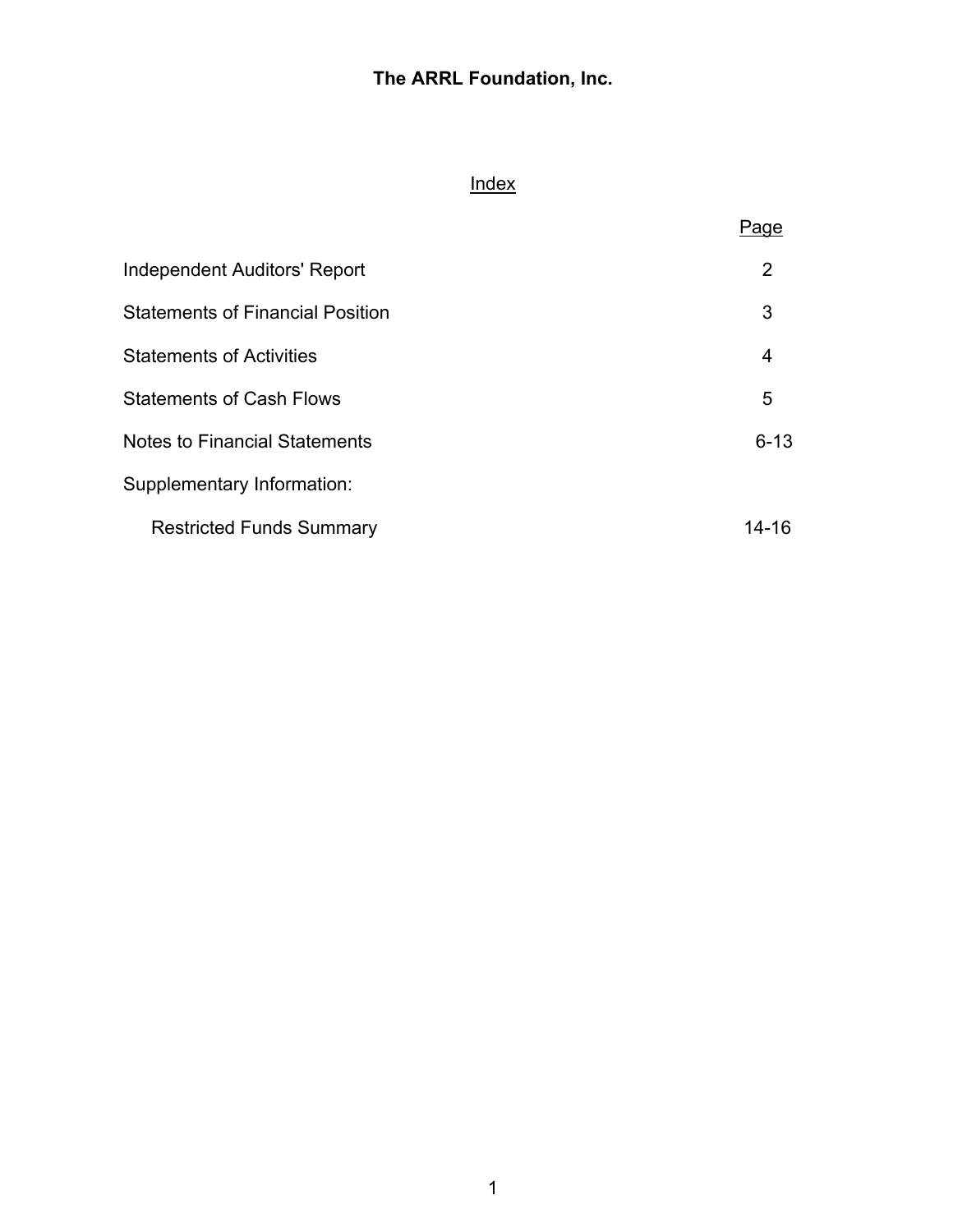# The ARRL Foundation, Inc.

## Index

| | Page |
|---|---|
| Independent Auditors' Report | 2 |
| Statements of Financial Position | 3 |
| Statements of Activities | 4 |
| Statements of Cash Flows | 5 |
| Notes to Financial Statements | 6-13 |
| Supplementary Information: | |
| Restricted Funds Summary | 14-16 |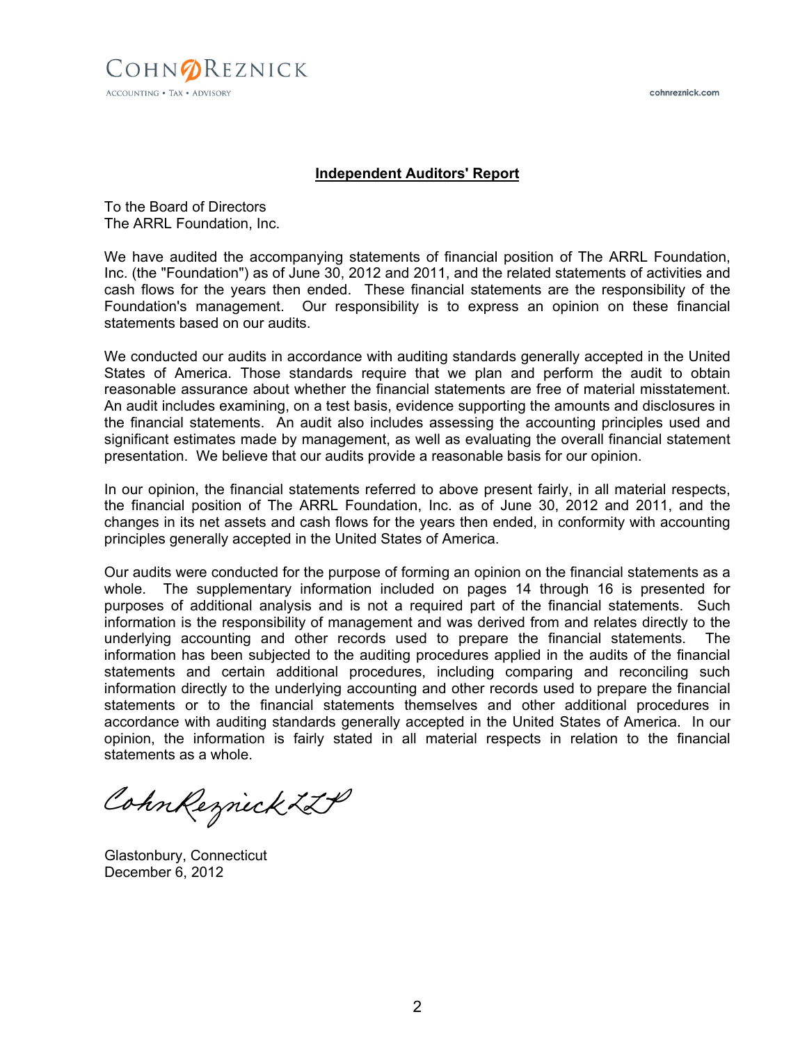COHNREZNICK
ACCOUNTING • TAX • ADVISORY

cohnreznick.com

## Independent Auditors' Report

To the Board of Directors
The ARRL Foundation, Inc.

We have audited the accompanying statements of financial position of The ARRL Foundation, Inc. (the "Foundation") as of June 30, 2012 and 2011, and the related statements of activities and cash flows for the years then ended. These financial statements are the responsibility of the Foundation's management. Our responsibility is to express an opinion on these financial statements based on our audits.

We conducted our audits in accordance with auditing standards generally accepted in the United States of America. Those standards require that we plan and perform the audit to obtain reasonable assurance about whether the financial statements are free of material misstatement. An audit includes examining, on a test basis, evidence supporting the amounts and disclosures in the financial statements. An audit also includes assessing the accounting principles used and significant estimates made by management, as well as evaluating the overall financial statement presentation. We believe that our audits provide a reasonable basis for our opinion.

In our opinion, the financial statements referred to above present fairly, in all material respects, the financial position of The ARRL Foundation, Inc. as of June 30, 2012 and 2011, and the changes in its net assets and cash flows for the years then ended, in conformity with accounting principles generally accepted in the United States of America.

Our audits were conducted for the purpose of forming an opinion on the financial statements as a whole. The supplementary information included on pages 14 through 16 is presented for purposes of additional analysis and is not a required part of the financial statements. Such information is the responsibility of management and was derived from and relates directly to the underlying accounting and other records used to prepare the financial statements. The information has been subjected to the auditing procedures applied in the audits of the financial statements and certain additional procedures, including comparing and reconciling such information directly to the underlying accounting and other records used to prepare the financial statements or to the financial statements themselves and other additional procedures in accordance with auditing standards generally accepted in the United States of America. In our opinion, the information is fairly stated in all material respects in relation to the financial statements as a whole.

CohnReznick LLP

Glastonbury, Connecticut
December 6, 2012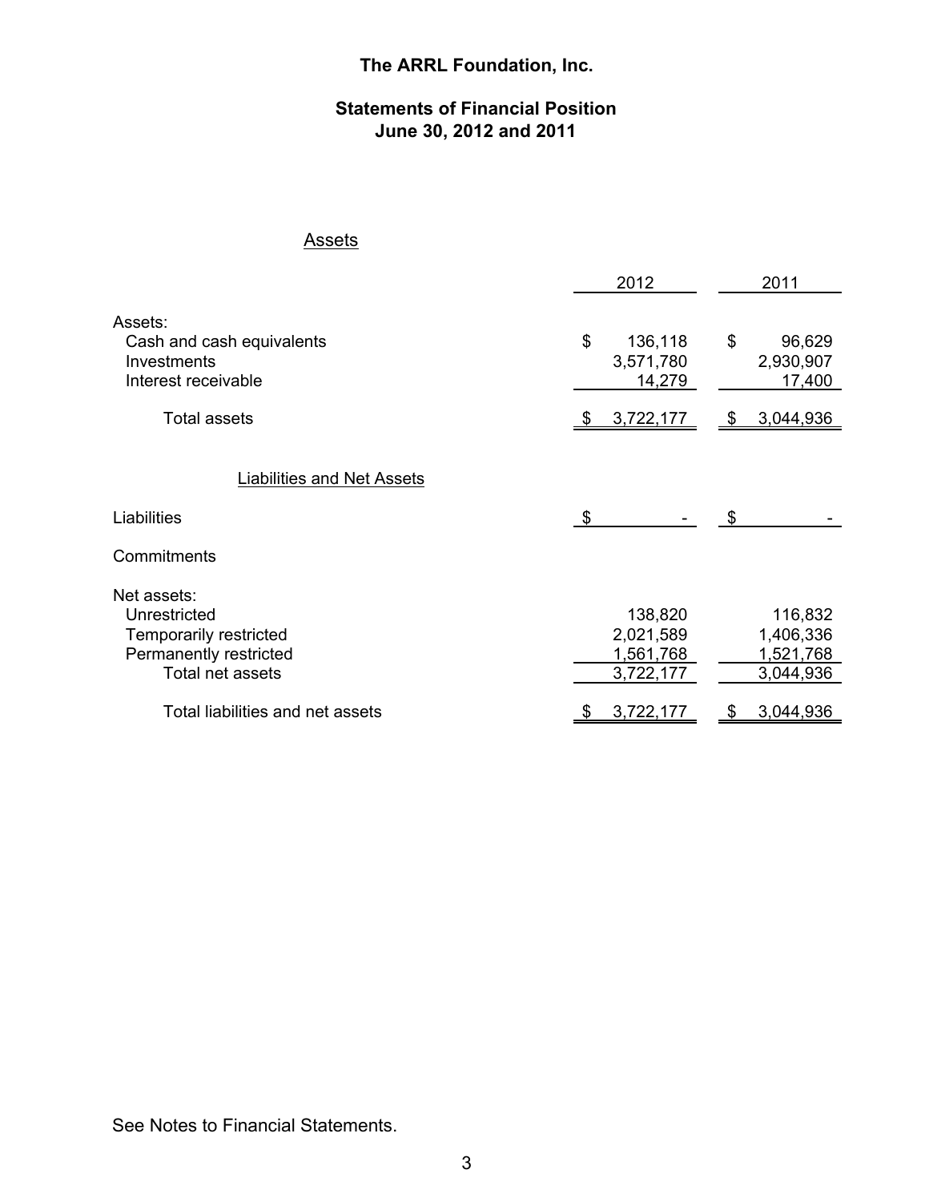# The ARRL Foundation, Inc.

## Statements of Financial Position
## June 30, 2012 and 2011

### Assets

| | 2012 | 2011 |
|---|---|---|
| Assets: | | |
| Cash and cash equivalents | $ 136,118 | $ 96,629 |
| Investments | 3,571,780 | 2,930,907 |
| Interest receivable | 14,279 | 17,400 |
| Total assets | $ 3,722,177 | $ 3,044,936 |

### Liabilities and Net Assets

| | 2012 | 2011 |
|---|---|---|
| Liabilities | $ - | $ - |
| Commitments | | |
| Net assets: | | |
| Unrestricted | 138,820 | 116,832 |
| Temporarily restricted | 2,021,589 | 1,406,336 |
| Permanently restricted | 1,561,768 | 1,521,768 |
| Total net assets | 3,722,177 | 3,044,936 |
| Total liabilities and net assets | $ 3,722,177 | $ 3,044,936 |

See Notes to Financial Statements.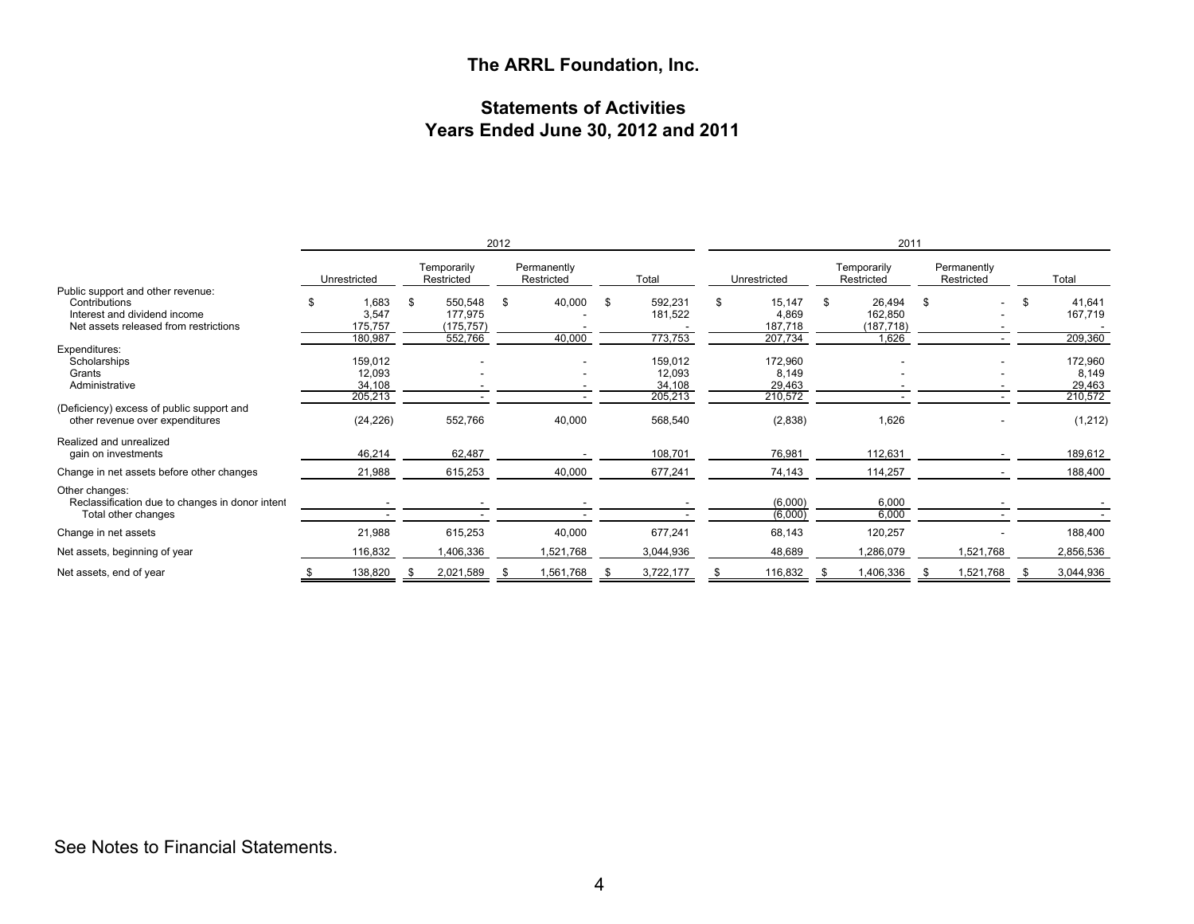# The ARRL Foundation, Inc.

## Statements of Activities
## Years Ended June 30, 2012 and 2011

| | 2012 | | | | 2011 | | | |
|---|---|---|---|---|---|---|---|---|
| | Unrestricted | Temporarily Restricted | Permanently Restricted | Total | Unrestricted | Temporarily Restricted | Permanently Restricted | Total |
| Public support and other revenue: | | | | | | | | |
| Contributions | $ 1,683 | $ 550,548 | $ 40,000 | $ 592,231 | $ 15,147 | $ 26,494 | $ - | $ 41,641 |
| Interest and dividend income | 3,547 | 177,975 | - | 181,522 | 4,869 | 162,850 | - | 167,719 |
| Net assets released from restrictions | 175,757 | (175,757) | - | - | 187,718 | (187,718) | - | - |
| | 180,987 | 552,766 | 40,000 | 773,753 | 207,734 | 1,626 | - | 209,360 |
| Expenditures: | | | | | | | | |
| Scholarships | 159,012 | - | - | 159,012 | 172,960 | - | - | 172,960 |
| Grants | 12,093 | - | - | 12,093 | 8,149 | - | - | 8,149 |
| Administrative | 34,108 | - | - | 34,108 | 29,463 | - | - | 29,463 |
| | 205,213 | - | - | 205,213 | 210,572 | - | - | 210,572 |
| (Deficiency) excess of public support and other revenue over expenditures | (24,226) | 552,766 | 40,000 | 568,540 | (2,838) | 1,626 | - | (1,212) |
| Realized and unrealized gain on investments | 46,214 | 62,487 | - | 108,701 | 76,981 | 112,631 | - | 189,612 |
| Change in net assets before other changes | 21,988 | 615,253 | 40,000 | 677,241 | 74,143 | 114,257 | - | 188,400 |
| Other changes: | | | | | | | | |
| Reclassification due to changes in donor intent | - | - | - | - | (6,000) | 6,000 | - | - |
| Total other changes | - | - | - | - | (6,000) | 6,000 | - | - |
| Change in net assets | 21,988 | 615,253 | 40,000 | 677,241 | 68,143 | 120,257 | - | 188,400 |
| Net assets, beginning of year | 116,832 | 1,406,336 | 1,521,768 | 3,044,936 | 48,689 | 1,286,079 | 1,521,768 | 2,856,536 |
| Net assets, end of year | $ 138,820 | $ 2,021,589 | $ 1,561,768 | $ 3,722,177 | $ 116,832 | $ 1,406,336 | $ 1,521,768 | $ 3,044,936 |

See Notes to Financial Statements.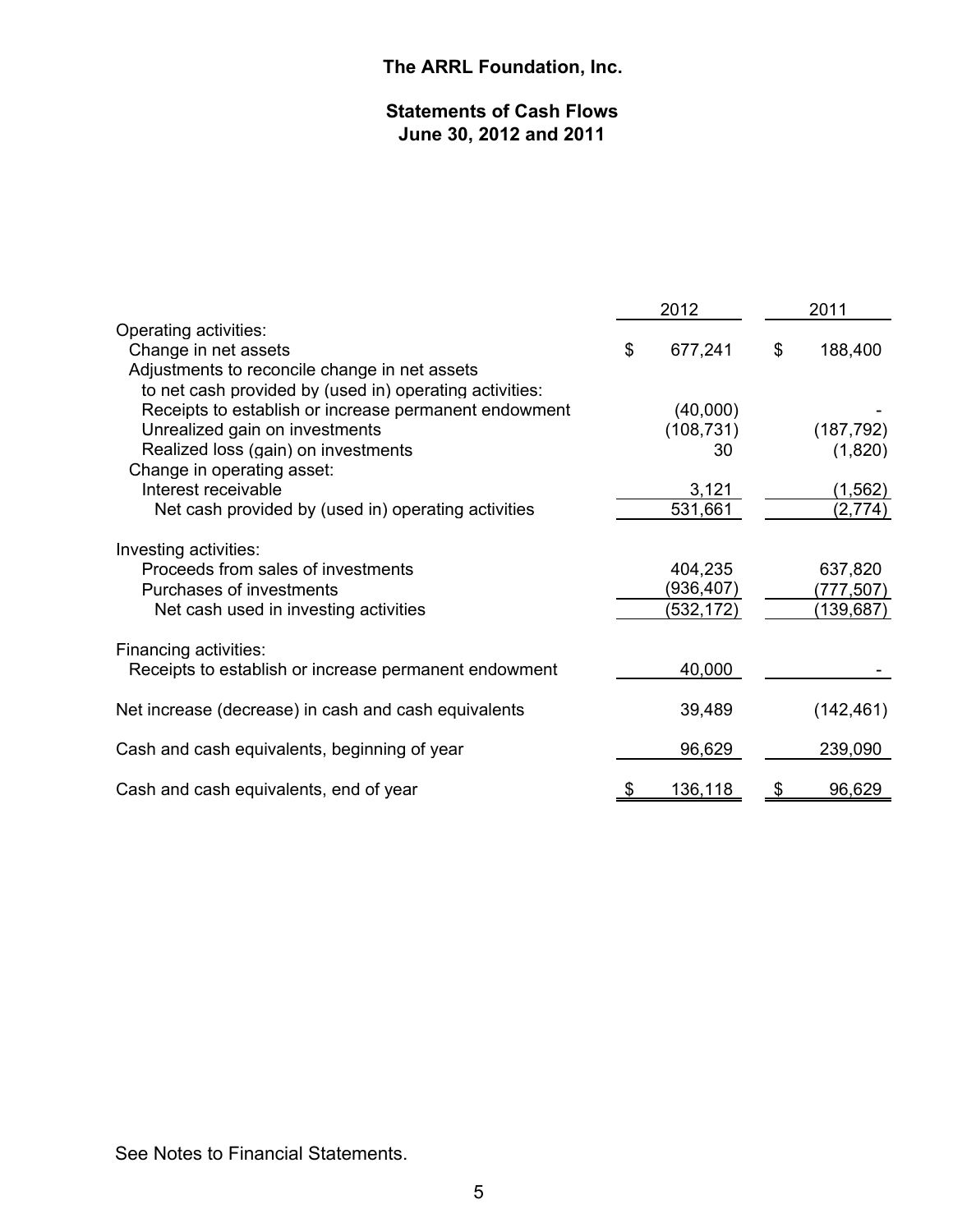# The ARRL Foundation, Inc.

## Statements of Cash Flows
## June 30, 2012 and 2011

| | 2012 | 2011 |
|---|---|---|
| Operating activities: | | |
| Change in net assets | $ 677,241 | $ 188,400 |
| Adjustments to reconcile change in net assets to net cash provided by (used in) operating activities: | | |
| Receipts to establish or increase permanent endowment | (40,000) | - |
| Unrealized gain on investments | (108,731) | (187,792) |
| Realized loss (gain) on investments | 30 | (1,820) |
| Change in operating asset: | | |
| Interest receivable | 3,121 | (1,562) |
| Net cash provided by (used in) operating activities | 531,661 | (2,774) |
| Investing activities: | | |
| Proceeds from sales of investments | 404,235 | 637,820 |
| Purchases of investments | (936,407) | (777,507) |
| Net cash used in investing activities | (532,172) | (139,687) |
| Financing activities: | | |
| Receipts to establish or increase permanent endowment | 40,000 | - |
| Net increase (decrease) in cash and cash equivalents | 39,489 | (142,461) |
| Cash and cash equivalents, beginning of year | 96,629 | 239,090 |
| Cash and cash equivalents, end of year | $ 136,118 | $ 96,629 |

See Notes to Financial Statements.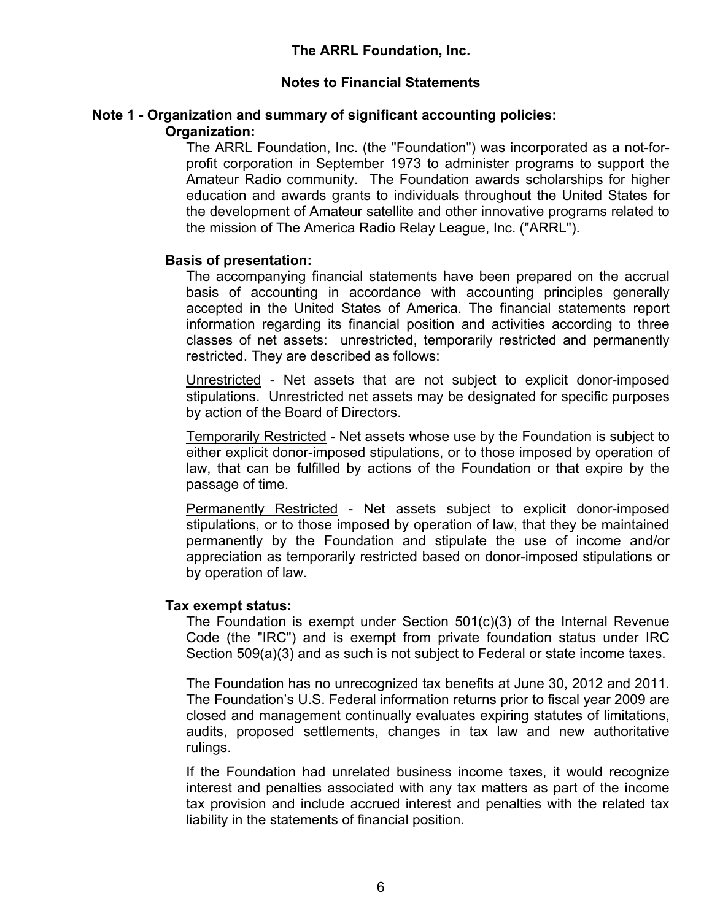**The ARRL Foundation, Inc.**

**Notes to Financial Statements**

## Note 1 - Organization and summary of significant accounting policies:

### Organization:

The ARRL Foundation, Inc. (the "Foundation") was incorporated as a not-for-profit corporation in September 1973 to administer programs to support the Amateur Radio community. The Foundation awards scholarships for higher education and awards grants to individuals throughout the United States for the development of Amateur satellite and other innovative programs related to the mission of The America Radio Relay League, Inc. ("ARRL").

### Basis of presentation:

The accompanying financial statements have been prepared on the accrual basis of accounting in accordance with accounting principles generally accepted in the United States of America. The financial statements report information regarding its financial position and activities according to three classes of net assets: unrestricted, temporarily restricted and permanently restricted. They are described as follows:

Unrestricted - Net assets that are not subject to explicit donor-imposed stipulations. Unrestricted net assets may be designated for specific purposes by action of the Board of Directors.

Temporarily Restricted - Net assets whose use by the Foundation is subject to either explicit donor-imposed stipulations, or to those imposed by operation of law, that can be fulfilled by actions of the Foundation or that expire by the passage of time.

Permanently Restricted - Net assets subject to explicit donor-imposed stipulations, or to those imposed by operation of law, that they be maintained permanently by the Foundation and stipulate the use of income and/or appreciation as temporarily restricted based on donor-imposed stipulations or by operation of law.

### Tax exempt status:

The Foundation is exempt under Section 501(c)(3) of the Internal Revenue Code (the "IRC") and is exempt from private foundation status under IRC Section 509(a)(3) and as such is not subject to Federal or state income taxes.

The Foundation has no unrecognized tax benefits at June 30, 2012 and 2011. The Foundation's U.S. Federal information returns prior to fiscal year 2009 are closed and management continually evaluates expiring statutes of limitations, audits, proposed settlements, changes in tax law and new authoritative rulings.

If the Foundation had unrelated business income taxes, it would recognize interest and penalties associated with any tax matters as part of the income tax provision and include accrued interest and penalties with the related tax liability in the statements of financial position.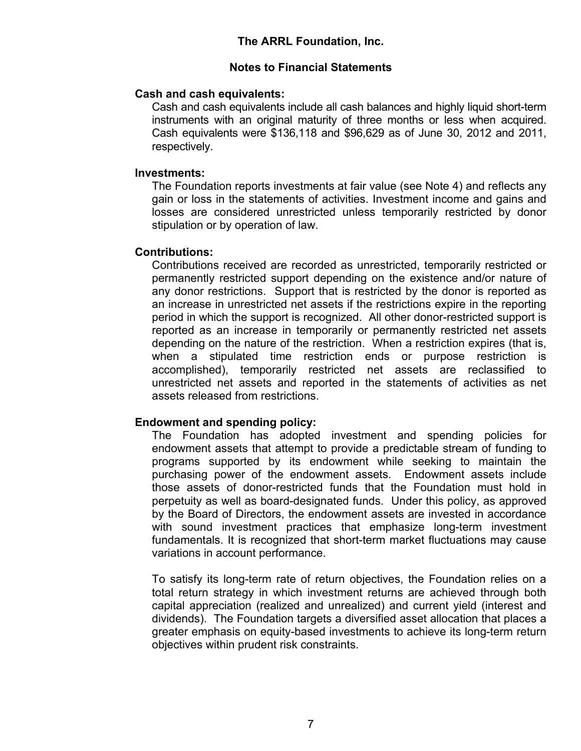**Cash and cash equivalents:**

Cash and cash equivalents include all cash balances and highly liquid short-term instruments with an original maturity of three months or less when acquired. Cash equivalents were $136,118 and $96,629 as of June 30, 2012 and 2011, respectively.

**Investments:**

The Foundation reports investments at fair value (see Note 4) and reflects any gain or loss in the statements of activities. Investment income and gains and losses are considered unrestricted unless temporarily restricted by donor stipulation or by operation of law.

**Contributions:**

Contributions received are recorded as unrestricted, temporarily restricted or permanently restricted support depending on the existence and/or nature of any donor restrictions. Support that is restricted by the donor is reported as an increase in unrestricted net assets if the restrictions expire in the reporting period in which the support is recognized. All other donor-restricted support is reported as an increase in temporarily or permanently restricted net assets depending on the nature of the restriction. When a restriction expires (that is, when a stipulated time restriction ends or purpose restriction is accomplished), temporarily restricted net assets are reclassified to unrestricted net assets and reported in the statements of activities as net assets released from restrictions.

**Endowment and spending policy:**

The Foundation has adopted investment and spending policies for endowment assets that attempt to provide a predictable stream of funding to programs supported by its endowment while seeking to maintain the purchasing power of the endowment assets. Endowment assets include those assets of donor-restricted funds that the Foundation must hold in perpetuity as well as board-designated funds. Under this policy, as approved by the Board of Directors, the endowment assets are invested in accordance with sound investment practices that emphasize long-term investment fundamentals. It is recognized that short-term market fluctuations may cause variations in account performance.

To satisfy its long-term rate of return objectives, the Foundation relies on a total return strategy in which investment returns are achieved through both capital appreciation (realized and unrealized) and current yield (interest and dividends). The Foundation targets a diversified asset allocation that places a greater emphasis on equity-based investments to achieve its long-term return objectives within prudent risk constraints.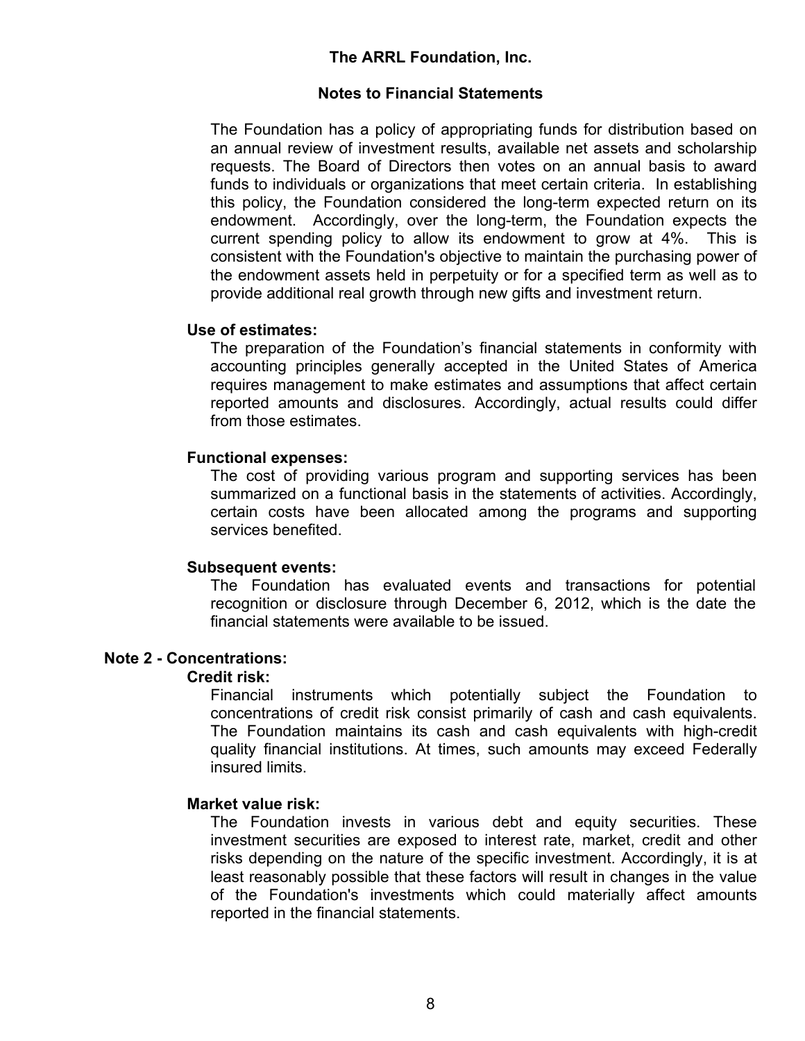The Foundation has a policy of appropriating funds for distribution based on an annual review of investment results, available net assets and scholarship requests. The Board of Directors then votes on an annual basis to award funds to individuals or organizations that meet certain criteria. In establishing this policy, the Foundation considered the long-term expected return on its endowment. Accordingly, over the long-term, the Foundation expects the current spending policy to allow its endowment to grow at 4%. This is consistent with the Foundation's objective to maintain the purchasing power of the endowment assets held in perpetuity or for a specified term as well as to provide additional real growth through new gifts and investment return.

**Use of estimates:**

The preparation of the Foundation's financial statements in conformity with accounting principles generally accepted in the United States of America requires management to make estimates and assumptions that affect certain reported amounts and disclosures. Accordingly, actual results could differ from those estimates.

**Functional expenses:**

The cost of providing various program and supporting services has been summarized on a functional basis in the statements of activities. Accordingly, certain costs have been allocated among the programs and supporting services benefited.

**Subsequent events:**

The Foundation has evaluated events and transactions for potential recognition or disclosure through December 6, 2012, which is the date the financial statements were available to be issued.

## Note 2 - Concentrations:

**Credit risk:**

Financial instruments which potentially subject the Foundation to concentrations of credit risk consist primarily of cash and cash equivalents. The Foundation maintains its cash and cash equivalents with high-credit quality financial institutions. At times, such amounts may exceed Federally insured limits.

**Market value risk:**

The Foundation invests in various debt and equity securities. These investment securities are exposed to interest rate, market, credit and other risks depending on the nature of the specific investment. Accordingly, it is at least reasonably possible that these factors will result in changes in the value of the Foundation's investments which could materially affect amounts reported in the financial statements.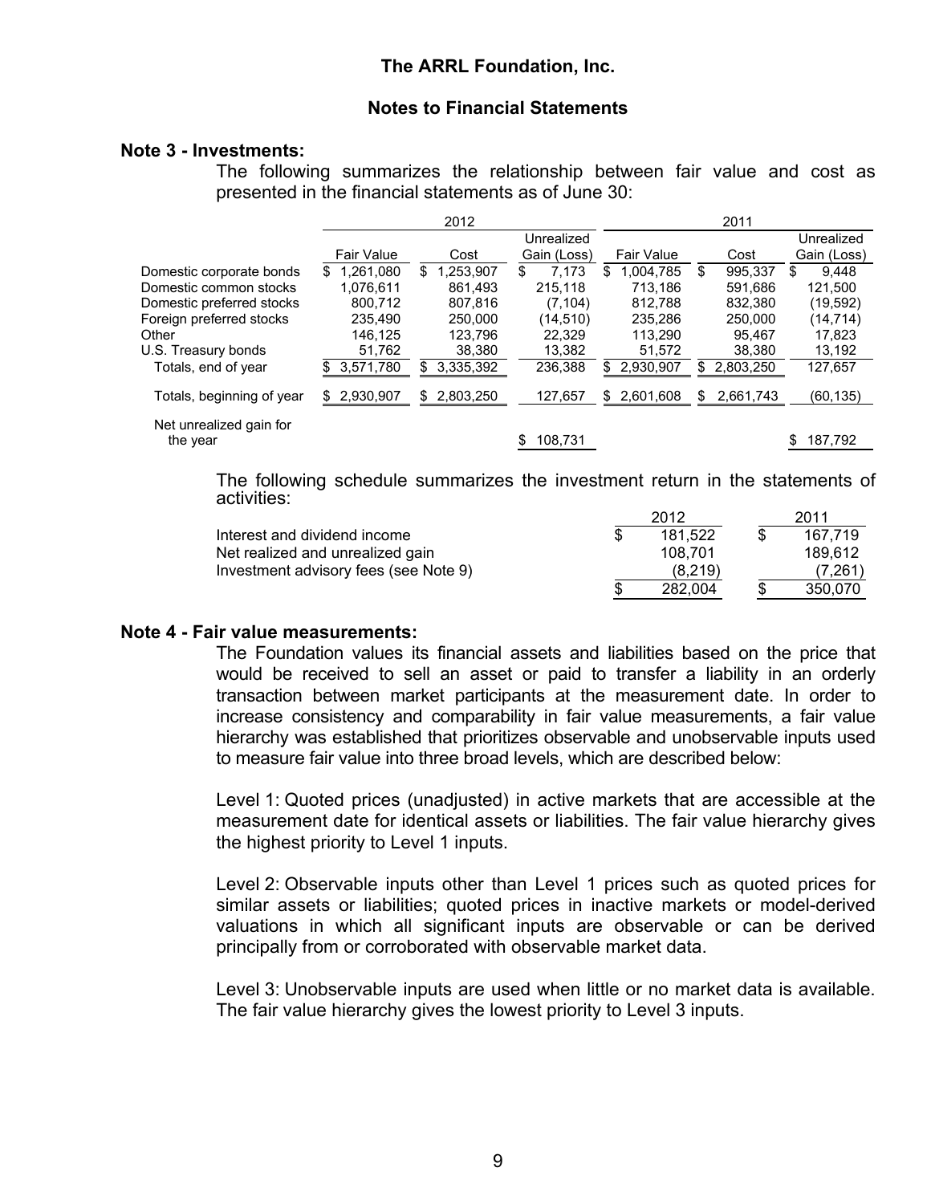## The ARRL Foundation, Inc.

### Notes to Financial Statements

**Note 3 - Investments:**

The following summarizes the relationship between fair value and cost as presented in the financial statements as of June 30:

| | 2012 | | | 2011 | | |
|---|---|---|---|---|---|---|
| | Fair Value | Cost | Unrealized Gain (Loss) | Fair Value | Cost | Unrealized Gain (Loss) |
| Domestic corporate bonds | $ 1,261,080 | $ 1,253,907 | $ 7,173 | $ 1,004,785 | $ 995,337 | $ 9,448 |
| Domestic common stocks | 1,076,611 | 861,493 | 215,118 | 713,186 | 591,686 | 121,500 |
| Domestic preferred stocks | 800,712 | 807,816 | (7,104) | 812,788 | 832,380 | (19,592) |
| Foreign preferred stocks | 235,490 | 250,000 | (14,510) | 235,286 | 250,000 | (14,714) |
| Other | 146,125 | 123,796 | 22,329 | 113,290 | 95,467 | 17,823 |
| U.S. Treasury bonds | 51,762 | 38,380 | 13,382 | 51,572 | 38,380 | 13,192 |
| Totals, end of year | $ 3,571,780 | $ 3,335,392 | 236,388 | $ 2,930,907 | $ 2,803,250 | 127,657 |
| Totals, beginning of year | $ 2,930,907 | $ 2,803,250 | 127,657 | $ 2,601,608 | $ 2,661,743 | (60,135) |
| Net unrealized gain for the year | | | $ 108,731 | | | $ 187,792 |

The following schedule summarizes the investment return in the statements of activities:

| | 2012 | 2011 |
|---|---|---|
| Interest and dividend income | $ 181,522 | $ 167,719 |
| Net realized and unrealized gain | 108,701 | 189,612 |
| Investment advisory fees (see Note 9) | (8,219) | (7,261) |
| | $ 282,004 | $ 350,070 |

**Note 4 - Fair value measurements:**

The Foundation values its financial assets and liabilities based on the price that would be received to sell an asset or paid to transfer a liability in an orderly transaction between market participants at the measurement date. In order to increase consistency and comparability in fair value measurements, a fair value hierarchy was established that prioritizes observable and unobservable inputs used to measure fair value into three broad levels, which are described below:

Level 1: Quoted prices (unadjusted) in active markets that are accessible at the measurement date for identical assets or liabilities. The fair value hierarchy gives the highest priority to Level 1 inputs.

Level 2: Observable inputs other than Level 1 prices such as quoted prices for similar assets or liabilities; quoted prices in inactive markets or model-derived valuations in which all significant inputs are observable or can be derived principally from or corroborated with observable market data.

Level 3: Unobservable inputs are used when little or no market data is available. The fair value hierarchy gives the lowest priority to Level 3 inputs.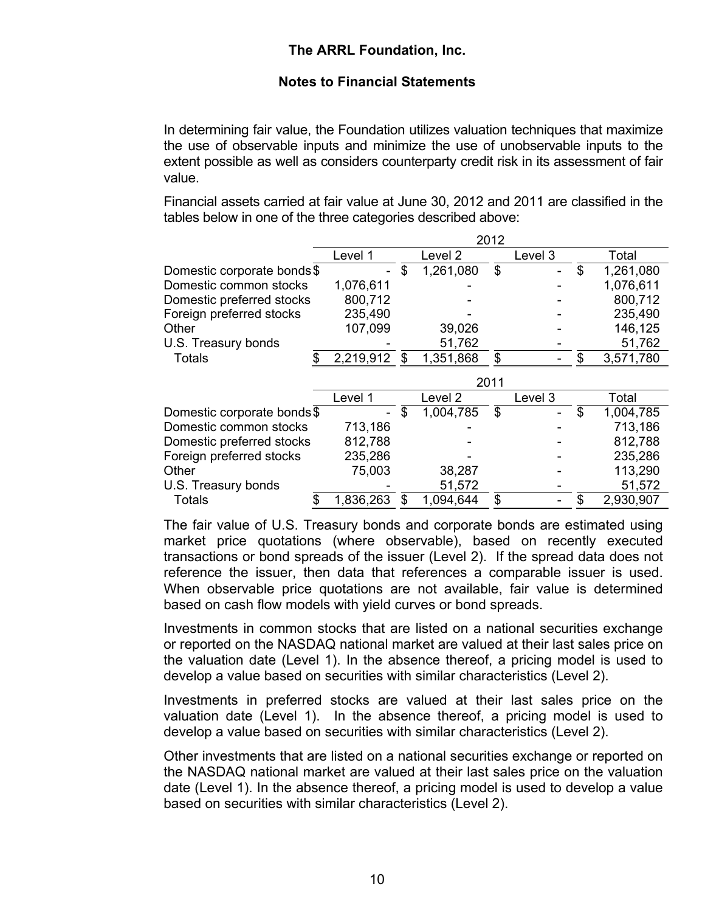In determining fair value, the Foundation utilizes valuation techniques that maximize the use of observable inputs and minimize the use of unobservable inputs to the extent possible as well as considers counterparty credit risk in its assessment of fair value.

Financial assets carried at fair value at June 30, 2012 and 2011 are classified in the tables below in one of the three categories described above:

| | 2012 | | | |
|---|---|---|---|---|
| | Level 1 | Level 2 | Level 3 | Total |
| Domestic corporate bonds | $ - | $ 1,261,080 | $ - | $ 1,261,080 |
| Domestic common stocks | 1,076,611 | - | - | 1,076,611 |
| Domestic preferred stocks | 800,712 | - | - | 800,712 |
| Foreign preferred stocks | 235,490 | - | - | 235,490 |
| Other | 107,099 | 39,026 | - | 146,125 |
| U.S. Treasury bonds | - | 51,762 | - | 51,762 |
| Totals | $ 2,219,912 | $ 1,351,868 | $ - | $ 3,571,780 |

| | 2011 | | | |
|---|---|---|---|---|
| | Level 1 | Level 2 | Level 3 | Total |
| Domestic corporate bonds | $ - | $ 1,004,785 | $ - | $ 1,004,785 |
| Domestic common stocks | 713,186 | - | - | 713,186 |
| Domestic preferred stocks | 812,788 | - | - | 812,788 |
| Foreign preferred stocks | 235,286 | - | - | 235,286 |
| Other | 75,003 | 38,287 | - | 113,290 |
| U.S. Treasury bonds | - | 51,572 | - | 51,572 |
| Totals | $ 1,836,263 | $ 1,094,644 | $ - | $ 2,930,907 |

The fair value of U.S. Treasury bonds and corporate bonds are estimated using market price quotations (where observable), based on recently executed transactions or bond spreads of the issuer (Level 2). If the spread data does not reference the issuer, then data that references a comparable issuer is used. When observable price quotations are not available, fair value is determined based on cash flow models with yield curves or bond spreads.

Investments in common stocks that are listed on a national securities exchange or reported on the NASDAQ national market are valued at their last sales price on the valuation date (Level 1). In the absence thereof, a pricing model is used to develop a value based on securities with similar characteristics (Level 2).

Investments in preferred stocks are valued at their last sales price on the valuation date (Level 1). In the absence thereof, a pricing model is used to develop a value based on securities with similar characteristics (Level 2).

Other investments that are listed on a national securities exchange or reported on the NASDAQ national market are valued at their last sales price on the valuation date (Level 1). In the absence thereof, a pricing model is used to develop a value based on securities with similar characteristics (Level 2).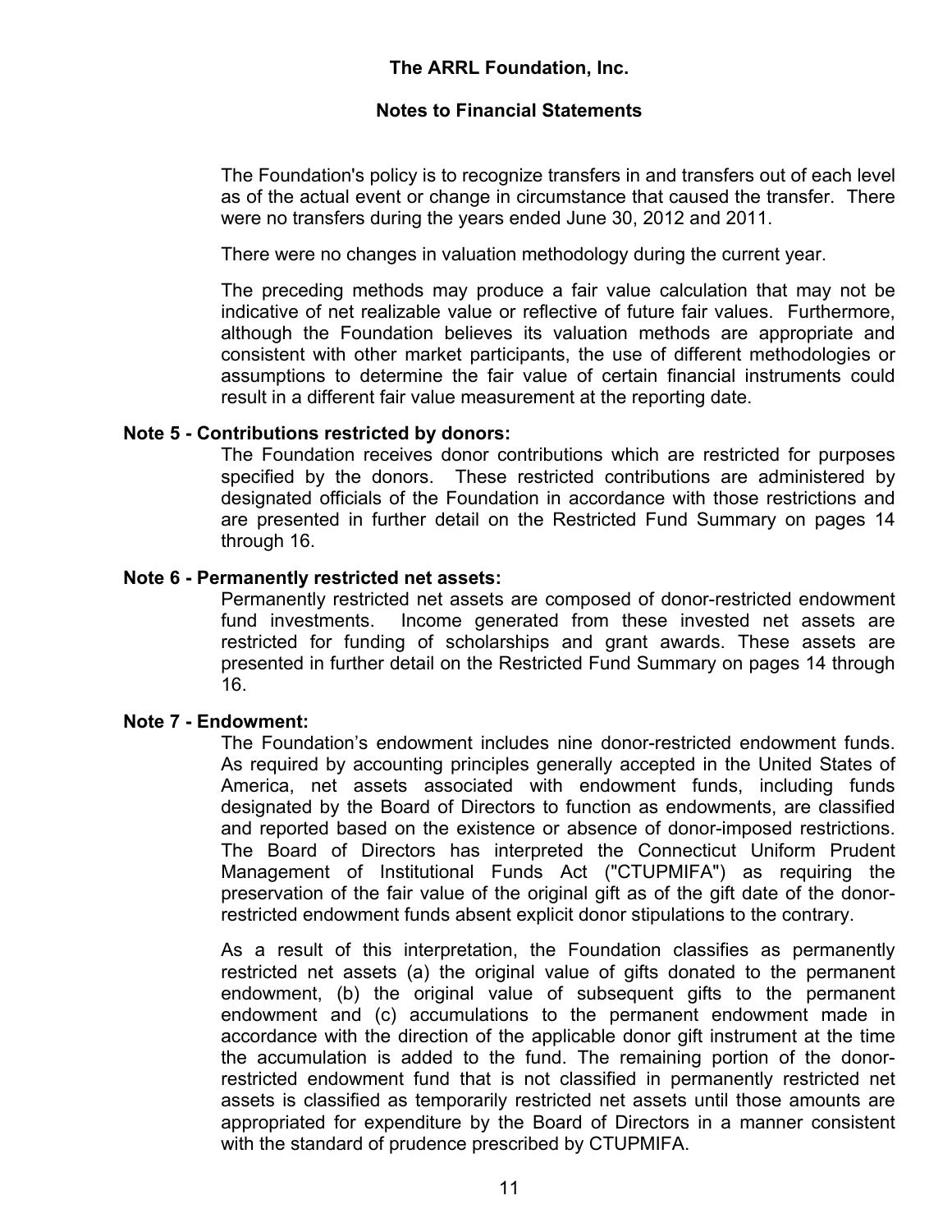The Foundation's policy is to recognize transfers in and transfers out of each level as of the actual event or change in circumstance that caused the transfer. There were no transfers during the years ended June 30, 2012 and 2011.

There were no changes in valuation methodology during the current year.

The preceding methods may produce a fair value calculation that may not be indicative of net realizable value or reflective of future fair values. Furthermore, although the Foundation believes its valuation methods are appropriate and consistent with other market participants, the use of different methodologies or assumptions to determine the fair value of certain financial instruments could result in a different fair value measurement at the reporting date.

**Note 5 - Contributions restricted by donors:**

The Foundation receives donor contributions which are restricted for purposes specified by the donors. These restricted contributions are administered by designated officials of the Foundation in accordance with those restrictions and are presented in further detail on the Restricted Fund Summary on pages 14 through 16.

**Note 6 - Permanently restricted net assets:**

Permanently restricted net assets are composed of donor-restricted endowment fund investments. Income generated from these invested net assets are restricted for funding of scholarships and grant awards. These assets are presented in further detail on the Restricted Fund Summary on pages 14 through 16.

**Note 7 - Endowment:**

The Foundation's endowment includes nine donor-restricted endowment funds. As required by accounting principles generally accepted in the United States of America, net assets associated with endowment funds, including funds designated by the Board of Directors to function as endowments, are classified and reported based on the existence or absence of donor-imposed restrictions. The Board of Directors has interpreted the Connecticut Uniform Prudent Management of Institutional Funds Act ("CTUPMIFA") as requiring the preservation of the fair value of the original gift as of the gift date of the donor-restricted endowment funds absent explicit donor stipulations to the contrary.

As a result of this interpretation, the Foundation classifies as permanently restricted net assets (a) the original value of gifts donated to the permanent endowment, (b) the original value of subsequent gifts to the permanent endowment and (c) accumulations to the permanent endowment made in accordance with the direction of the applicable donor gift instrument at the time the accumulation is added to the fund. The remaining portion of the donor-restricted endowment fund that is not classified in permanently restricted net assets is classified as temporarily restricted net assets until those amounts are appropriated for expenditure by the Board of Directors in a manner consistent with the standard of prudence prescribed by CTUPMIFA.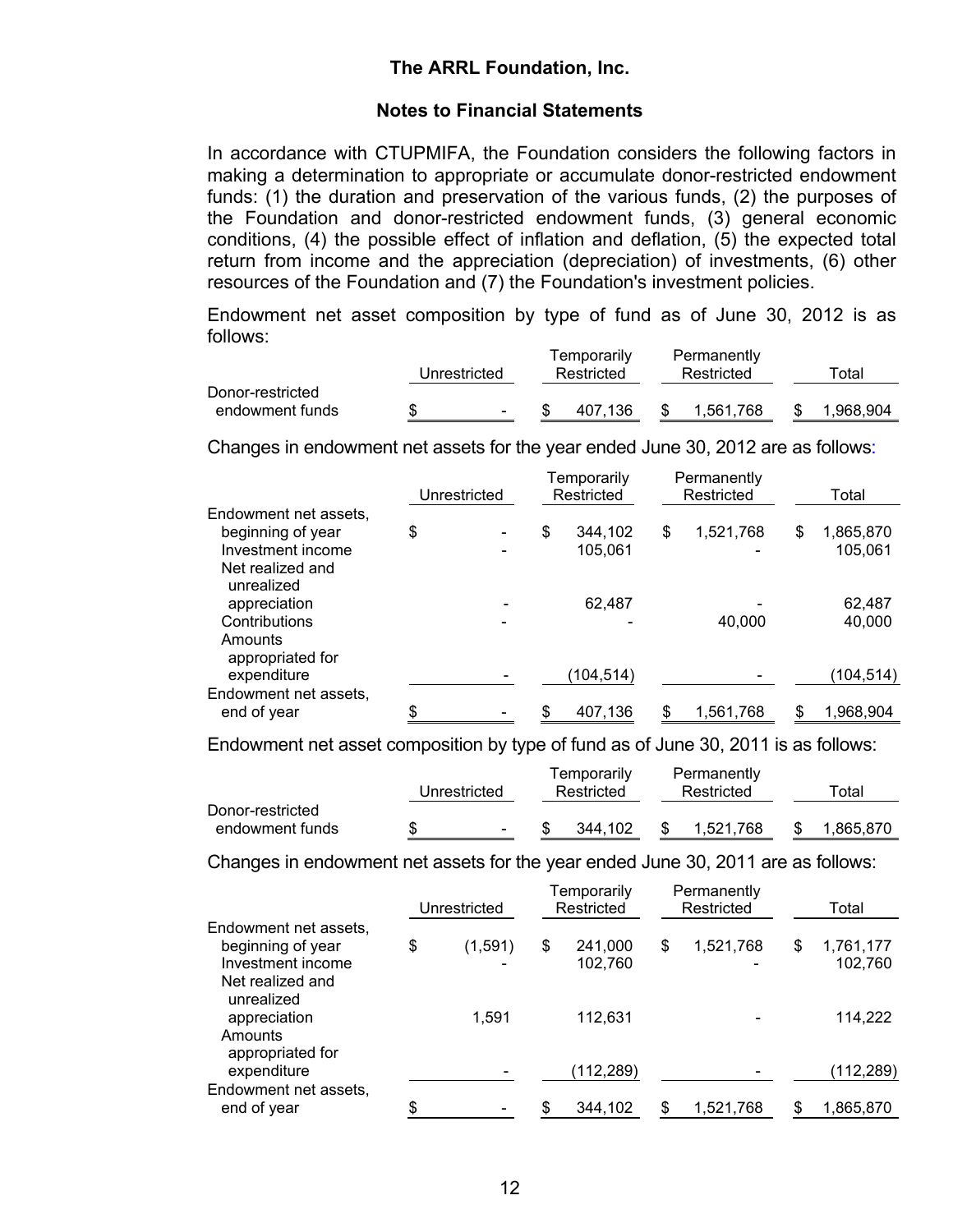## The ARRL Foundation, Inc.

## Notes to Financial Statements

In accordance with CTUPMIFA, the Foundation considers the following factors in making a determination to appropriate or accumulate donor-restricted endowment funds: (1) the duration and preservation of the various funds, (2) the purposes of the Foundation and donor-restricted endowment funds, (3) general economic conditions, (4) the possible effect of inflation and deflation, (5) the expected total return from income and the appreciation (depreciation) of investments, (6) other resources of the Foundation and (7) the Foundation's investment policies.

Endowment net asset composition by type of fund as of June 30, 2012 is as follows:

| | Unrestricted | Temporarily Restricted | Permanently Restricted | Total |
|---|---|---|---|---|
| Donor-restricted endowment funds | $ - | $ 407,136 | $ 1,561,768 | $ 1,968,904 |

Changes in endowment net assets for the year ended June 30, 2012 are as follows:

| | Unrestricted | Temporarily Restricted | Permanently Restricted | Total |
|---|---|---|---|---|
| Endowment net assets, beginning of year | $ - | $ 344,102 | $ 1,521,768 | $ 1,865,870 |
| Investment income | - | 105,061 | - | 105,061 |
| Net realized and unrealized appreciation | - | 62,487 | - | 62,487 |
| Contributions | - | - | 40,000 | 40,000 |
| Amounts appropriated for expenditure | - | (104,514) | - | (104,514) |
| Endowment net assets, end of year | $ - | $ 407,136 | $ 1,561,768 | $ 1,968,904 |

Endowment net asset composition by type of fund as of June 30, 2011 is as follows:

| | Unrestricted | Temporarily Restricted | Permanently Restricted | Total |
|---|---|---|---|---|
| Donor-restricted endowment funds | $ - | $ 344,102 | $ 1,521,768 | $ 1,865,870 |

Changes in endowment net assets for the year ended June 30, 2011 are as follows:

| | Unrestricted | Temporarily Restricted | Permanently Restricted | Total |
|---|---|---|---|---|
| Endowment net assets, beginning of year | $ (1,591) | $ 241,000 | $ 1,521,768 | $ 1,761,177 |
| Investment income | - | 102,760 | - | 102,760 |
| Net realized and unrealized appreciation | 1,591 | 112,631 | - | 114,222 |
| Amounts appropriated for expenditure | - | (112,289) | - | (112,289) |
| Endowment net assets, end of year | $ - | $ 344,102 | $ 1,521,768 | $ 1,865,870 |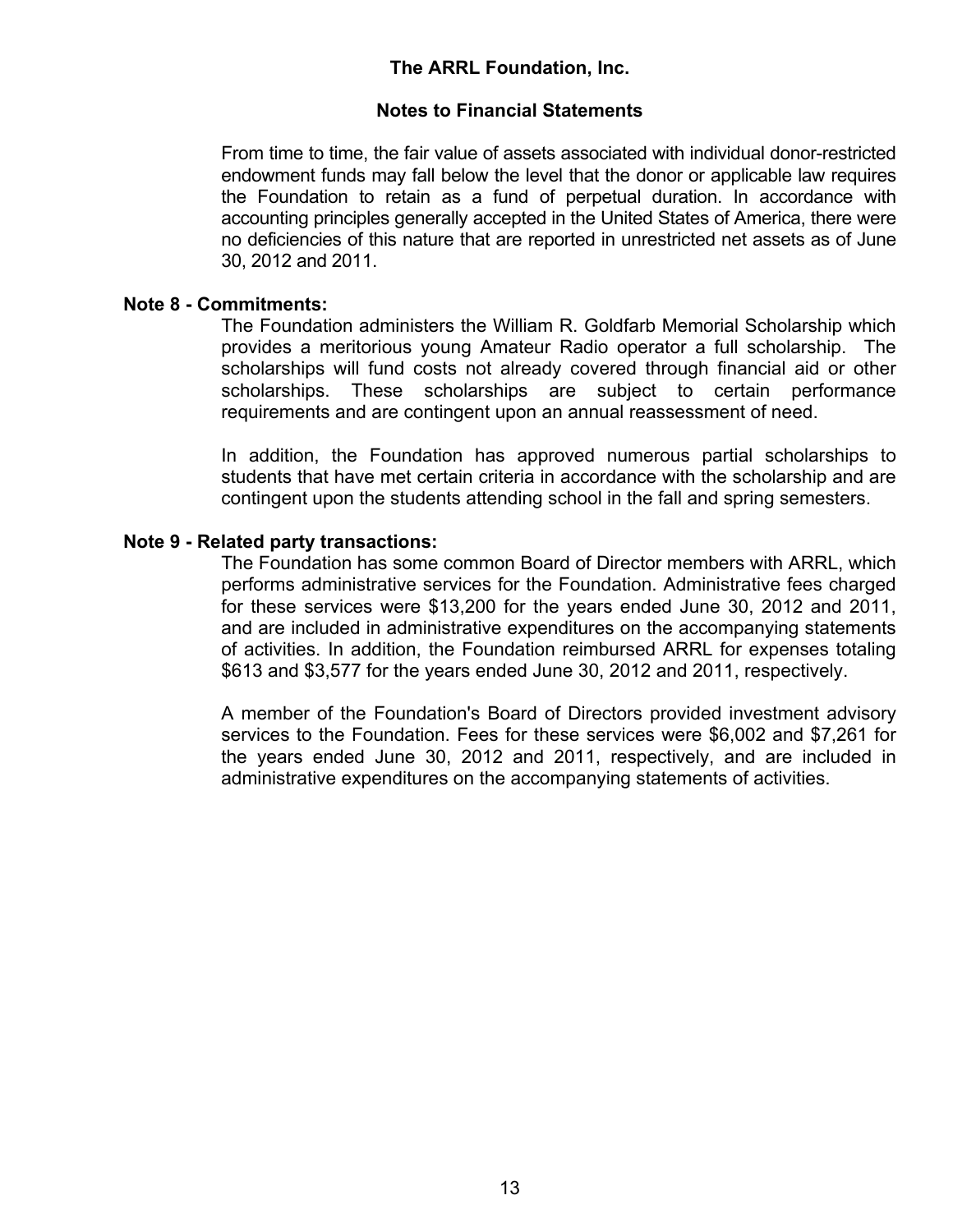From time to time, the fair value of assets associated with individual donor-restricted endowment funds may fall below the level that the donor or applicable law requires the Foundation to retain as a fund of perpetual duration. In accordance with accounting principles generally accepted in the United States of America, there were no deficiencies of this nature that are reported in unrestricted net assets as of June 30, 2012 and 2011.

**Note 8 - Commitments:**

The Foundation administers the William R. Goldfarb Memorial Scholarship which provides a meritorious young Amateur Radio operator a full scholarship. The scholarships will fund costs not already covered through financial aid or other scholarships. These scholarships are subject to certain performance requirements and are contingent upon an annual reassessment of need.

In addition, the Foundation has approved numerous partial scholarships to students that have met certain criteria in accordance with the scholarship and are contingent upon the students attending school in the fall and spring semesters.

**Note 9 - Related party transactions:**

The Foundation has some common Board of Director members with ARRL, which performs administrative services for the Foundation. Administrative fees charged for these services were $13,200 for the years ended June 30, 2012 and 2011, and are included in administrative expenditures on the accompanying statements of activities. In addition, the Foundation reimbursed ARRL for expenses totaling $613 and $3,577 for the years ended June 30, 2012 and 2011, respectively.

A member of the Foundation's Board of Directors provided investment advisory services to the Foundation. Fees for these services were $6,002 and $7,261 for the years ended June 30, 2012 and 2011, respectively, and are included in administrative expenditures on the accompanying statements of activities.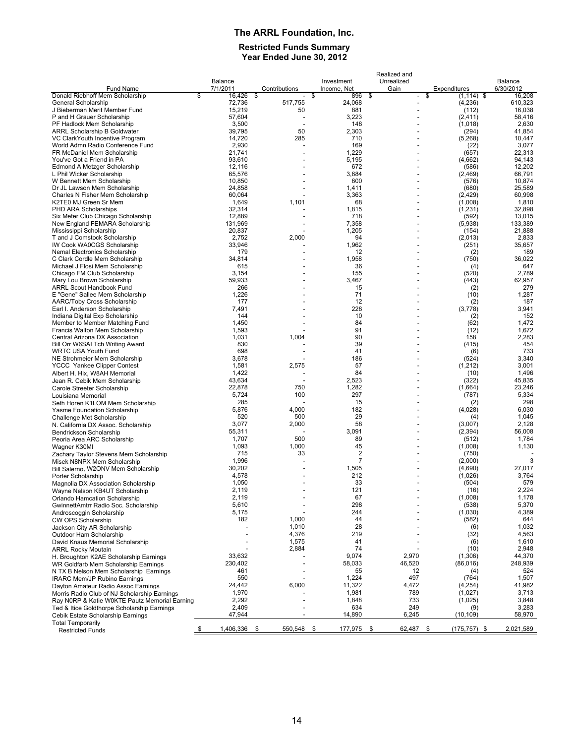# The ARRL Foundation, Inc.

## Restricted Funds Summary
### Year Ended June 30, 2012

| Fund Name | Balance 7/1/2011 | Contributions | Investment Income, Net | Realized and Unrealized Gain | Expenditures | Balance 6/30/2012 |
|---|---|---|---|---|---|---|
| Donald Riebhoff Mem Scholarship | $ 16,426 | $ - | $ 896 | $ - | $ (1,114) | $ 16,208 |
| General Scholarship | 72,736 | 517,755 | 24,068 | - | (4,236) | 610,323 |
| J Bieberman Merit Member Fund | 15,219 | 50 | 881 | - | (112) | 16,038 |
| P and H Grauer Scholarship | 57,604 | - | 3,223 | - | (2,411) | 58,416 |
| PF Hadlock Mem Scholarship | 3,500 | - | 148 | - | (1,018) | 2,630 |
| ARRL Scholarship B Goldwater | 39,795 | 50 | 2,303 | - | (294) | 41,854 |
| VC ClarkYouth Incentive Program | 14,720 | 285 | 710 | - | (5,268) | 10,447 |
| World Admn Radio Conference Fund | 2,930 | - | 169 | - | (22) | 3,077 |
| FR McDaniel Mem Scholarship | 21,741 | - | 1,229 | - | (657) | 22,313 |
| You've Got a Friend in PA | 93,610 | - | 5,195 | - | (4,662) | 94,143 |
| Edmond A Metzger Scholarship | 12,116 | - | 672 | - | (586) | 12,202 |
| L Phil Wicker Scholarship | 65,576 | - | 3,684 | - | (2,469) | 66,791 |
| W Bennett Mem Scholarship | 10,850 | - | 600 | - | (576) | 10,874 |
| Dr JL Lawson Mem Scholarship | 24,858 | - | 1,411 | - | (680) | 25,589 |
| Charles N Fisher Mem Scholarship | 60,064 | - | 3,363 | - | (2,429) | 60,998 |
| K2TE0 MJ Green Sr Mem | 1,649 | 1,101 | 68 | - | (1,008) | 1,810 |
| PHD ARA Scholarships | 32,314 | - | 1,815 | - | (1,231) | 32,898 |
| Six Meter Club Chicago Scholarship | 12,889 | - | 718 | - | (592) | 13,015 |
| New England FEMARA Scholarship | 131,969 | - | 7,358 | - | (5,938) | 133,389 |
| Mississippi Scholarship | 20,837 | - | 1,205 | - | (154) | 21,888 |
| T and J Comstock Scholarship | 2,752 | 2,000 | 94 | - | (2,013) | 2,833 |
| IW Cook WA0CGS Scholarship | 33,946 | - | 1,962 | - | (251) | 35,657 |
| Nemal Electronics Scholarship | 179 | - | 12 | - | (2) | 189 |
| C Clark Cordle Mem Scholarship | 34,814 | - | 1,958 | - | (750) | 36,022 |
| Michael J Flosi Mem Scholarship | 615 | - | 36 | - | (4) | 647 |
| Chicago FM Club Scholarship | 3,154 | - | 155 | - | (520) | 2,789 |
| Mary Lou Brown Scholarship | 59,933 | - | 3,467 | - | (443) | 62,957 |
| ARRL Scout Handbook Fund | 266 | - | 15 | - | (2) | 279 |
| E "Gene" Sallee Mem Scholarship | 1,226 | - | 71 | - | (10) | 1,287 |
| AARC/Toby Cross Scholarship | 177 | - | 12 | - | (2) | 187 |
| Earl I. Anderson Scholarship | 7,491 | - | 228 | - | (3,778) | 3,941 |
| Indiana Digital Exp Scholarship | 144 | - | 10 | - | (2) | 152 |
| Member to Member Matching Fund | 1,450 | - | 84 | - | (62) | 1,472 |
| Francis Walton Mem Scholarship | 1,593 | - | 91 | - | (12) | 1,672 |
| Central Arizona DX Association | 1,031 | 1,004 | 90 | - | 158 | 2,283 |
| Bill Orr W6SAI Tch Writing Award | 830 | - | 39 | - | (415) | 454 |
| WRTC USA Youth Fund | 698 | - | 41 | - | (6) | 733 |
| NE Strohmeier Mem Scholarship | 3,678 | - | 186 | - | (524) | 3,340 |
| YCCC Yankee Clipper Contest | 1,581 | 2,575 | 57 | - | (1,212) | 3,001 |
| Albert H. Hix, W8AH Memorial | 1,422 | - | 84 | - | (10) | 1,496 |
| Jean R. Cebik Mem Scholarship | 43,634 | - | 2,523 | - | (322) | 45,835 |
| Carole Streeter Scholarship | 22,878 | 750 | 1,282 | - | (1,664) | 23,246 |
| Louisiana Memorial | 5,724 | 100 | 297 | - | (787) | 5,334 |
| Seth Horen K1LOM Mem Scholarship | 285 | - | 15 | - | (2) | 298 |
| Yasme Foundation Scholarship | 5,876 | 4,000 | 182 | - | (4,028) | 6,030 |
| Challenge Met Scholarship | 520 | 500 | 29 | - | (4) | 1,045 |
| N. California DX Assoc. Scholarship | 3,077 | 2,000 | 58 | - | (3,007) | 2,128 |
| Bendrickson Scholarship | 55,311 | - | 3,091 | - | (2,394) | 56,008 |
| Peoria Area ARC Scholarship | 1,707 | 500 | 89 | - | (512) | 1,784 |
| Wagner K30MI | 1,093 | 1,000 | 45 | - | (1,008) | 1,130 |
| Zachary Taylor Stevens Mem Scholarship | 715 | 33 | 2 | - | (750) | - |
| Misek N8NPX Mem Scholarship | 1,996 | - | 7 | - | (2,000) | 3 |
| Bill Salerno, W2ONV Mem Scholarship | 30,202 | - | 1,505 | - | (4,690) | 27,017 |
| Porter Scholarship | 4,578 | - | 212 | - | (1,026) | 3,764 |
| Magnolia DX Association Scholarship | 1,050 | - | 33 | - | (504) | 579 |
| Wayne Nelson KB4UT Scholarship | 2,119 | - | 121 | - | (16) | 2,224 |
| Orlando Hamcation Scholarship | 2,119 | - | 67 | - | (1,008) | 1,178 |
| GwinnettAmtrr Radio Soc. Scholarship | 5,610 | - | 298 | - | (538) | 5,370 |
| Androscoggin Scholarship | 5,175 | - | 244 | - | (1,030) | 4,389 |
| CW OPS Scholarship | 182 | 1,000 | 44 | - | (582) | 644 |
| Jackson City AR Scholarship | - | 1,010 | 28 | - | (6) | 1,032 |
| Outdoor Ham Scholarship | - | 4,376 | 219 | - | (32) | 4,563 |
| David Knaus Memorial Scholarship | - | 1,575 | 41 | - | (6) | 1,610 |
| ARRL Rocky Moutain | - | 2,884 | 74 | - | (10) | 2,948 |
| H. Broughton K2AE Scholarship Earnings | 33,632 | - | 9,074 | 2,970 | (1,306) | 44,370 |
| WR Goldfarb Mem Scholarship Earnings | 230,402 | - | 58,033 | 46,520 | (86,016) | 248,939 |
| N TX B Nelson Mem Scholarship Earnings | 461 | - | 55 | 12 | (4) | 524 |
| IRARC Mem/JP Rubino Earnings | 550 | - | 1,224 | 497 | (764) | 1,507 |
| Dayton Amateur Radio Assoc Earnings | 24,442 | 6,000 | 11,322 | 4,472 | (4,254) | 41,982 |
| Morris Radio Club of NJ Scholarship Earnings | 1,970 | - | 1,981 | 789 | (1,027) | 3,713 |
| Ray N0RP & Katie W0KTE Pautz Memorial Earning | 2,292 | - | 1,848 | 733 | (1,025) | 3,848 |
| Ted & Itice Goldthorpe Scholarship Earnings | 2,409 | - | 634 | 249 | (9) | 3,283 |
| Cebik Estate Scholarship Earnings | 47,944 | - | 14,890 | 6,245 | (10,109) | 58,970 |
| Total Temporarily Restricted Funds | $ 1,406,336 | $ 550,548 | $ 177,975 | $ 62,487 | $ (175,757) | $ 2,021,589 |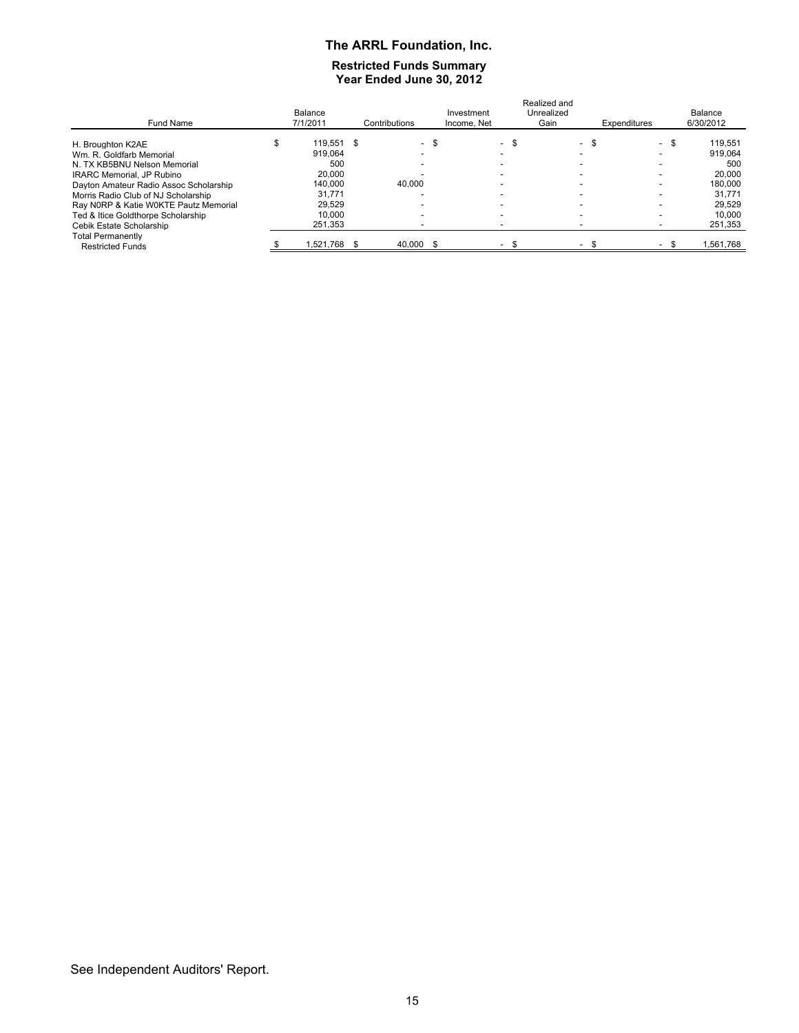# The ARRL Foundation, Inc.

## Restricted Funds Summary
## Year Ended June 30, 2012

| Fund Name | Balance 7/1/2011 | Contributions | Investment Income, Net | Realized and Unrealized Gain | Expenditures | Balance 6/30/2012 |
|---|---|---|---|---|---|---|
| H. Broughton K2AE | $ 119,551 | $ - | $ - | $ - | $ - | $ 119,551 |
| Wm. R. Goldfarb Memorial | 919,064 | - | - | - | - | 919,064 |
| N. TX KB5BNU Nelson Memorial | 500 | - | - | - | - | 500 |
| IRARC Memorial, JP Rubino | 20,000 | - | - | - | - | 20,000 |
| Dayton Amateur Radio Assoc Scholarship | 140,000 | 40,000 | - | - | - | 180,000 |
| Morris Radio Club of NJ Scholarship | 31,771 | - | - | - | - | 31,771 |
| Ray N0RP & Katie W0KTE Pautz Memorial | 29,529 | - | - | - | - | 29,529 |
| Ted & Itice Goldthorpe Scholarship | 10,000 | - | - | - | - | 10,000 |
| Cebik Estate Scholarship | 251,353 | - | - | - | - | 251,353 |
| Total Permanently Restricted Funds | $ 1,521,768 | $ 40,000 | $ - | $ - | $ - | $ 1,561,768 |

See Independent Auditors' Report.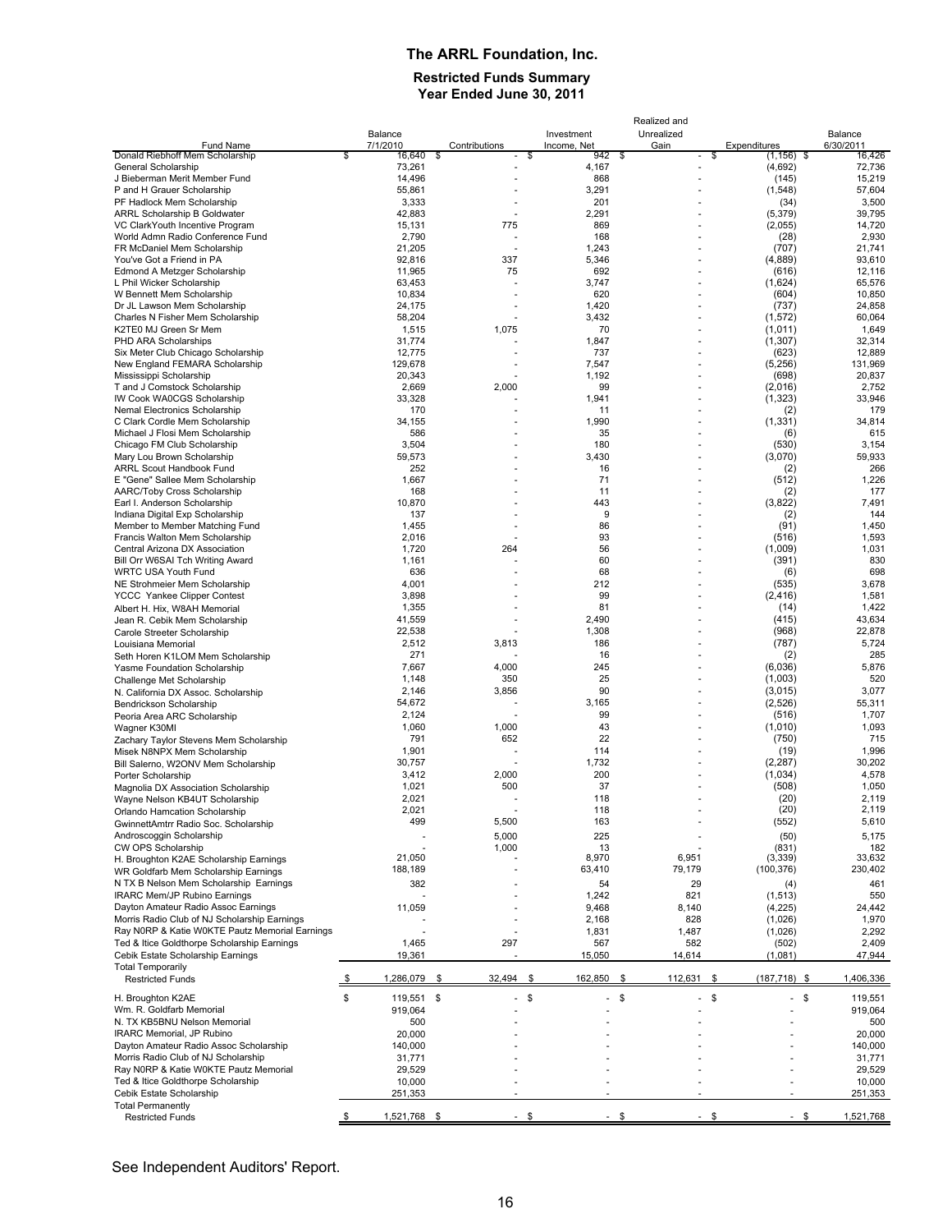# The ARRL Foundation, Inc.

## Restricted Funds Summary
### Year Ended June 30, 2011

| Fund Name | Balance 7/1/2010 | Contributions | Investment Income, Net | Realized and Unrealized Gain | Expenditures | Balance 6/30/2011 |
|---|---|---|---|---|---|---|
| Donald Riebhoff Mem Scholarship | $ 16,640 | $ - | $ 942 | $ - | $ (1,156) | $ 16,426 |
| General Scholarship | 73,261 | - | 4,167 | - | (4,692) | 72,736 |
| J Bieberman Merit Member Fund | 14,496 | - | 868 | - | (145) | 15,219 |
| P and H Grauer Scholarship | 55,861 | - | 3,291 | - | (1,548) | 57,604 |
| PF Hadlock Mem Scholarship | 3,333 | - | 201 | - | (34) | 3,500 |
| ARRL Scholarship B Goldwater | 42,883 | - | 2,291 | - | (5,379) | 39,795 |
| VC ClarkYouth Incentive Program | 15,131 | 775 | 869 | - | (2,055) | 14,720 |
| World Admn Radio Conference Fund | 2,790 | - | 168 | - | (28) | 2,930 |
| FR McDaniel Mem Scholarship | 21,205 | - | 1,243 | - | (707) | 21,741 |
| You've Got a Friend in PA | 92,816 | 337 | 5,346 | - | (4,889) | 93,610 |
| Edmond A Metzger Scholarship | 11,965 | 75 | 692 | - | (616) | 12,116 |
| L Phil Wicker Scholarship | 63,453 | - | 3,747 | - | (1,624) | 65,576 |
| W Bennett Mem Scholarship | 10,834 | - | 620 | - | (604) | 10,850 |
| Dr JL Lawson Mem Scholarship | 24,175 | - | 1,420 | - | (737) | 24,858 |
| Charles N Fisher Mem Scholarship | 58,204 | - | 3,432 | - | (1,572) | 60,064 |
| K2TE0 MJ Green Sr Mem | 1,515 | 1,075 | 70 | - | (1,011) | 1,649 |
| PHD ARA Scholarships | 31,774 | - | 1,847 | - | (1,307) | 32,314 |
| Six Meter Club Chicago Scholarship | 12,775 | - | 737 | - | (623) | 12,889 |
| New England FEMARA Scholarship | 129,678 | - | 7,547 | - | (5,256) | 131,969 |
| Mississippi Scholarship | 20,343 | - | 1,192 | - | (698) | 20,837 |
| T and J Comstock Scholarship | 2,669 | 2,000 | 99 | - | (2,016) | 2,752 |
| IW Cook WA0CGS Scholarship | 33,328 | - | 1,941 | - | (1,323) | 33,946 |
| Nemal Electronics Scholarship | 170 | - | 11 | - | (2) | 179 |
| C Clark Cordle Mem Scholarship | 34,155 | - | 1,990 | - | (1,331) | 34,814 |
| Michael J Flosi Mem Scholarship | 586 | - | 35 | - | (6) | 615 |
| Chicago FM Club Scholarship | 3,504 | - | 180 | - | (530) | 3,154 |
| Mary Lou Brown Scholarship | 59,573 | - | 3,430 | - | (3,070) | 59,933 |
| ARRL Scout Handbook Fund | 252 | - | 16 | - | (2) | 266 |
| E "Gene" Sallee Mem Scholarship | 1,667 | - | 71 | - | (512) | 1,226 |
| AARC/Toby Cross Scholarship | 168 | - | 11 | - | (2) | 177 |
| Earl I. Anderson Scholarship | 10,870 | - | 443 | - | (3,822) | 7,491 |
| Indiana Digital Exp Scholarship | 137 | - | 9 | - | (2) | 144 |
| Member to Member Matching Fund | 1,455 | - | 86 | - | (91) | 1,450 |
| Francis Walton Mem Scholarship | 2,016 | - | 93 | - | (516) | 1,593 |
| Central Arizona DX Association | 1,720 | 264 | 56 | - | (1,009) | 1,031 |
| Bill Orr W6SAI Tch Writing Award | 1,161 | - | 60 | - | (391) | 830 |
| WRTC USA Youth Fund | 636 | - | 68 | - | (6) | 698 |
| NE Strohmeier Mem Scholarship | 4,001 | - | 212 | - | (535) | 3,678 |
| YCCC Yankee Clipper Contest | 3,898 | - | 99 | - | (2,416) | 1,581 |
| Albert H. Hix, W8AH Memorial | 1,355 | - | 81 | - | (14) | 1,422 |
| Jean R. Cebik Mem Scholarship | 41,559 | - | 2,490 | - | (415) | 43,634 |
| Carole Streeter Scholarship | 22,538 | - | 1,308 | - | (968) | 22,878 |
| Louisiana Memorial | 2,512 | 3,813 | 186 | - | (787) | 5,724 |
| Seth Horen K1LOM Mem Scholarship | 271 | - | 16 | - | (2) | 285 |
| Yasme Foundation Scholarship | 7,667 | 4,000 | 245 | - | (6,036) | 5,876 |
| Challenge Met Scholarship | 1,148 | 350 | 25 | - | (1,003) | 520 |
| N. California DX Assoc. Scholarship | 2,146 | 3,856 | 90 | - | (3,015) | 3,077 |
| Bendrickson Scholarship | 54,672 | - | 3,165 | - | (2,526) | 55,311 |
| Peoria Area ARC Scholarship | 2,124 | - | 99 | - | (516) | 1,707 |
| Wagner K30MI | 1,060 | 1,000 | 43 | - | (1,010) | 1,093 |
| Zachary Taylor Stevens Mem Scholarship | 791 | 652 | 22 | - | (750) | 715 |
| Misek N8NPX Mem Scholarship | 1,901 | - | 114 | - | (19) | 1,996 |
| Bill Salerno, W2ONV Mem Scholarship | 30,757 | - | 1,732 | - | (2,287) | 30,202 |
| Porter Scholarship | 3,412 | 2,000 | 200 | - | (1,034) | 4,578 |
| Magnolia DX Association Scholarship | 1,021 | 500 | 37 | - | (508) | 1,050 |
| Wayne Nelson KB4UT Scholarship | 2,021 | - | 118 | - | (20) | 2,119 |
| Orlando Hamcation Scholarship | 2,021 | - | 118 | - | (20) | 2,119 |
| GwinnettAmtrr Radio Soc. Scholarship | 499 | 5,500 | 163 | - | (552) | 5,610 |
| Androscoggin Scholarship | - | 5,000 | 225 | - | (50) | 5,175 |
| CW OPS Scholarship | - | 1,000 | 13 | - | (831) | 182 |
| H. Broughton K2AE Scholarship Earnings | 21,050 | - | 8,970 | 6,951 | (3,339) | 33,632 |
| WR Goldfarb Mem Scholarship Earnings | 188,189 | - | 63,410 | 79,179 | (100,376) | 230,402 |
| N TX B Nelson Mem Scholarship Earnings | 382 | - | 54 | 29 | (4) | 461 |
| IRARC Mem/JP Rubino Earnings | - | - | 1,242 | 821 | (1,513) | 550 |
| Dayton Amateur Radio Assoc Earnings | 11,059 | - | 9,468 | 8,140 | (4,225) | 24,442 |
| Morris Radio Club of NJ Scholarship Earnings | - | - | 2,168 | 828 | (1,026) | 1,970 |
| Ray N0RP & Katie W0KTE Pautz Memorial Earnings | - | - | 1,831 | 1,487 | (1,026) | 2,292 |
| Ted & Itice Goldthorpe Scholarship Earnings | 1,465 | 297 | 567 | 582 | (502) | 2,409 |
| Cebik Estate Scholarship Earnings | 19,361 | - | 15,050 | 14,614 | (1,081) | 47,944 |
| Total Temporarily Restricted Funds | $ 1,286,079 | $ 32,494 | $ 162,850 | $ 112,631 | $ (187,718) | $ 1,406,336 |
| H. Broughton K2AE | $ 119,551 | $ - | $ - | $ - | $ - | $ 119,551 |
| Wm. R. Goldfarb Memorial | 919,064 | - | - | - | - | 919,064 |
| N. TX KB5BNU Nelson Memorial | 500 | - | - | - | - | 500 |
| IRARC Memorial, JP Rubino | 20,000 | - | - | - | - | 20,000 |
| Dayton Amateur Radio Assoc Scholarship | 140,000 | - | - | - | - | 140,000 |
| Morris Radio Club of NJ Scholarship | 31,771 | - | - | - | - | 31,771 |
| Ray N0RP & Katie W0KTE Pautz Memorial | 29,529 | - | - | - | - | 29,529 |
| Ted & Itice Goldthorpe Scholarship | 10,000 | - | - | - | - | 10,000 |
| Cebik Estate Scholarship | 251,353 | - | - | - | - | 251,353 |
| Total Permanently Restricted Funds | $ 1,521,768 | $ - | $ - | $ - | $ - | $ 1,521,768 |

See Independent Auditors' Report.